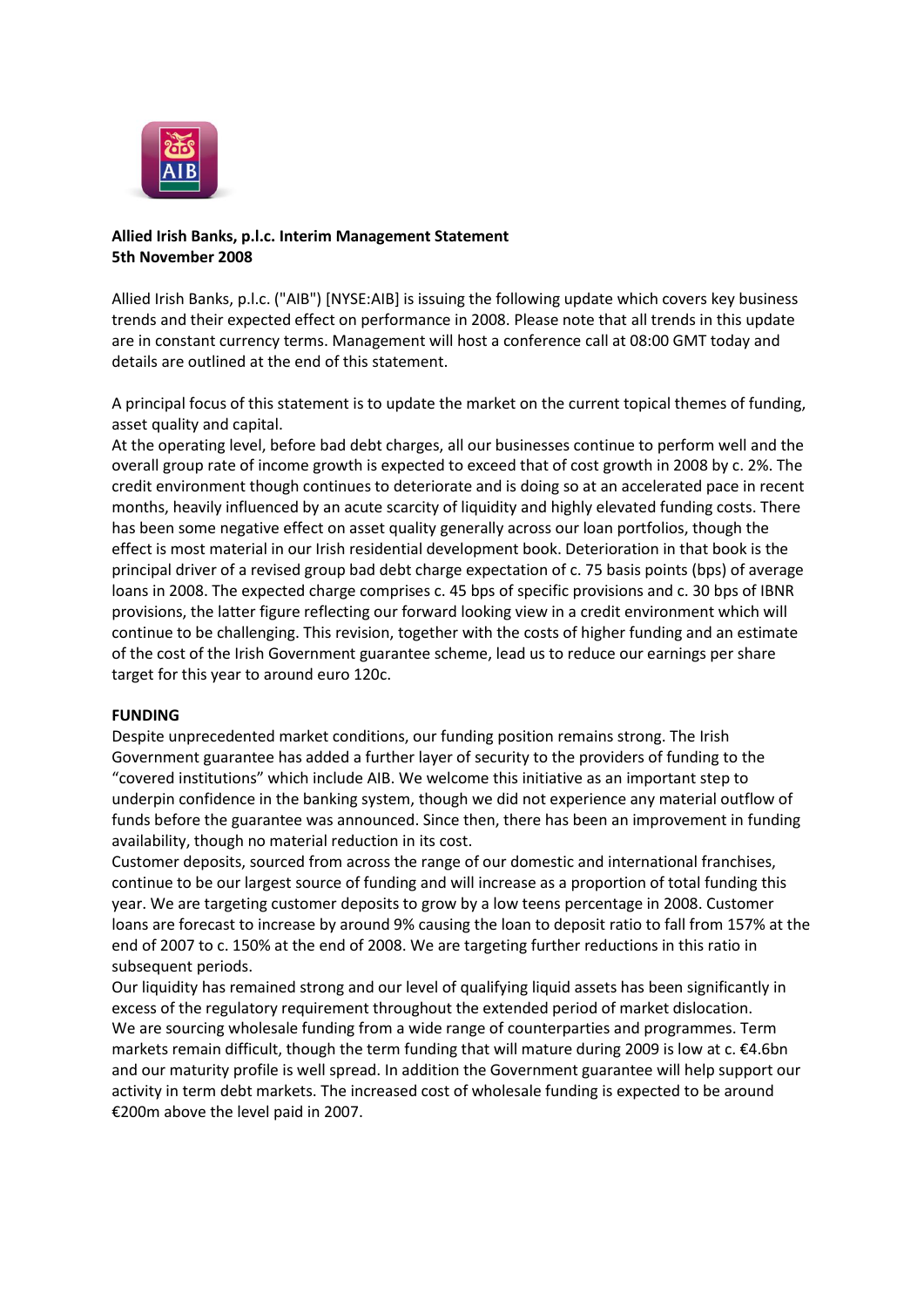**Allied Irish Banks, p.l.c. Interim Management Statement**
**5th November 2008**

Allied Irish Banks, p.l.c. ("AIB") [NYSE:AIB] is issuing the following update which covers key business trends and their expected effect on performance in 2008. Please note that all trends in this update are in constant currency terms. Management will host a conference call at 08:00 GMT today and details are outlined at the end of this statement.

A principal focus of this statement is to update the market on the current topical themes of funding, asset quality and capital.

At the operating level, before bad debt charges, all our businesses continue to perform well and the overall group rate of income growth is expected to exceed that of cost growth in 2008 by c. 2%. The credit environment though continues to deteriorate and is doing so at an accelerated pace in recent months, heavily influenced by an acute scarcity of liquidity and highly elevated funding costs. There has been some negative effect on asset quality generally across our loan portfolios, though the effect is most material in our Irish residential development book. Deterioration in that book is the principal driver of a revised group bad debt charge expectation of c. 75 basis points (bps) of average loans in 2008. The expected charge comprises c. 45 bps of specific provisions and c. 30 bps of IBNR provisions, the latter figure reflecting our forward looking view in a credit environment which will continue to be challenging. This revision, together with the costs of higher funding and an estimate of the cost of the Irish Government guarantee scheme, lead us to reduce our earnings per share target for this year to around euro 120c.

**FUNDING**

Despite unprecedented market conditions, our funding position remains strong. The Irish Government guarantee has added a further layer of security to the providers of funding to the "covered institutions" which include AIB. We welcome this initiative as an important step to underpin confidence in the banking system, though we did not experience any material outflow of funds before the guarantee was announced. Since then, there has been an improvement in funding availability, though no material reduction in its cost.

Customer deposits, sourced from across the range of our domestic and international franchises, continue to be our largest source of funding and will increase as a proportion of total funding this year. We are targeting customer deposits to grow by a low teens percentage in 2008. Customer loans are forecast to increase by around 9% causing the loan to deposit ratio to fall from 157% at the end of 2007 to c. 150% at the end of 2008. We are targeting further reductions in this ratio in subsequent periods.

Our liquidity has remained strong and our level of qualifying liquid assets has been significantly in excess of the regulatory requirement throughout the extended period of market dislocation.

We are sourcing wholesale funding from a wide range of counterparties and programmes. Term markets remain difficult, though the term funding that will mature during 2009 is low at c. €4.6bn and our maturity profile is well spread. In addition the Government guarantee will help support our activity in term debt markets. The increased cost of wholesale funding is expected to be around €200m above the level paid in 2007.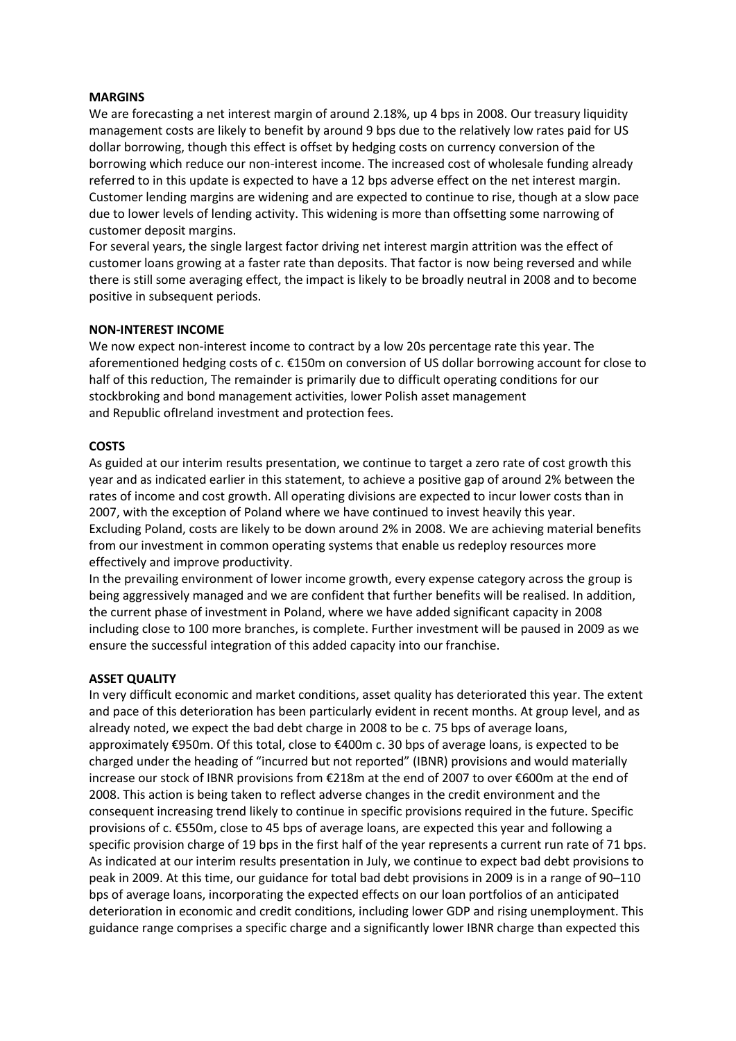**MARGINS**

We are forecasting a net interest margin of around 2.18%, up 4 bps in 2008. Our treasury liquidity management costs are likely to benefit by around 9 bps due to the relatively low rates paid for US dollar borrowing, though this effect is offset by hedging costs on currency conversion of the borrowing which reduce our non-interest income. The increased cost of wholesale funding already referred to in this update is expected to have a 12 bps adverse effect on the net interest margin. Customer lending margins are widening and are expected to continue to rise, though at a slow pace due to lower levels of lending activity. This widening is more than offsetting some narrowing of customer deposit margins.

For several years, the single largest factor driving net interest margin attrition was the effect of customer loans growing at a faster rate than deposits. That factor is now being reversed and while there is still some averaging effect, the impact is likely to be broadly neutral in 2008 and to become positive in subsequent periods.

**NON-INTEREST INCOME**

We now expect non-interest income to contract by a low 20s percentage rate this year. The aforementioned hedging costs of c. €150m on conversion of US dollar borrowing account for close to half of this reduction, The remainder is primarily due to difficult operating conditions for our stockbroking and bond management activities, lower Polish asset management and Republic ofIreland investment and protection fees.

**COSTS**

As guided at our interim results presentation, we continue to target a zero rate of cost growth this year and as indicated earlier in this statement, to achieve a positive gap of around 2% between the rates of income and cost growth. All operating divisions are expected to incur lower costs than in 2007, with the exception of Poland where we have continued to invest heavily this year. Excluding Poland, costs are likely to be down around 2% in 2008. We are achieving material benefits from our investment in common operating systems that enable us redeploy resources more effectively and improve productivity.

In the prevailing environment of lower income growth, every expense category across the group is being aggressively managed and we are confident that further benefits will be realised. In addition, the current phase of investment in Poland, where we have added significant capacity in 2008 including close to 100 more branches, is complete. Further investment will be paused in 2009 as we ensure the successful integration of this added capacity into our franchise.

**ASSET QUALITY**

In very difficult economic and market conditions, asset quality has deteriorated this year. The extent and pace of this deterioration has been particularly evident in recent months. At group level, and as already noted, we expect the bad debt charge in 2008 to be c. 75 bps of average loans, approximately €950m. Of this total, close to €400m c. 30 bps of average loans, is expected to be charged under the heading of "incurred but not reported" (IBNR) provisions and would materially increase our stock of IBNR provisions from €218m at the end of 2007 to over €600m at the end of 2008. This action is being taken to reflect adverse changes in the credit environment and the consequent increasing trend likely to continue in specific provisions required in the future. Specific provisions of c. €550m, close to 45 bps of average loans, are expected this year and following a specific provision charge of 19 bps in the first half of the year represents a current run rate of 71 bps. As indicated at our interim results presentation in July, we continue to expect bad debt provisions to peak in 2009. At this time, our guidance for total bad debt provisions in 2009 is in a range of 90–110 bps of average loans, incorporating the expected effects on our loan portfolios of an anticipated deterioration in economic and credit conditions, including lower GDP and rising unemployment. This guidance range comprises a specific charge and a significantly lower IBNR charge than expected this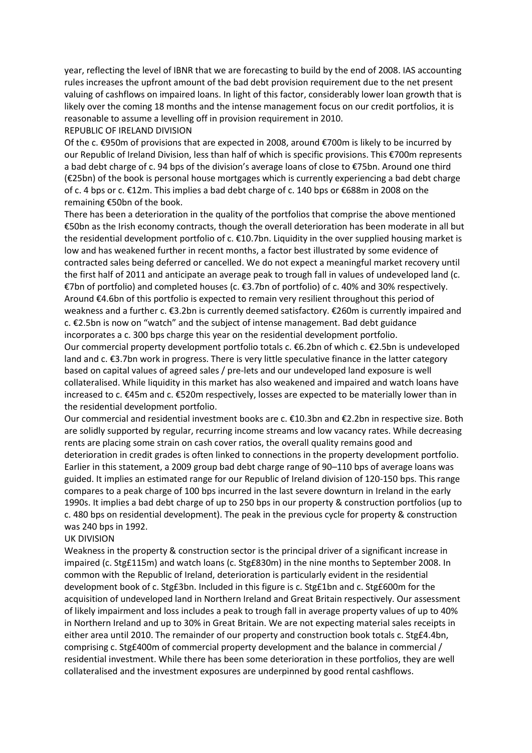year, reflecting the level of IBNR that we are forecasting to build by the end of 2008. IAS accounting rules increases the upfront amount of the bad debt provision requirement due to the net present valuing of cashflows on impaired loans. In light of this factor, considerably lower loan growth that is likely over the coming 18 months and the intense management focus on our credit portfolios, it is reasonable to assume a levelling off in provision requirement in 2010.

## REPUBLIC OF IRELAND DIVISION

Of the c. €950m of provisions that are expected in 2008, around €700m is likely to be incurred by our Republic of Ireland Division, less than half of which is specific provisions. This €700m represents a bad debt charge of c. 94 bps of the division's average loans of close to €75bn. Around one third (€25bn) of the book is personal house mortgages which is currently experiencing a bad debt charge of c. 4 bps or c. €12m. This implies a bad debt charge of c. 140 bps or €688m in 2008 on the remaining €50bn of the book.

There has been a deterioration in the quality of the portfolios that comprise the above mentioned €50bn as the Irish economy contracts, though the overall deterioration has been moderate in all but the residential development portfolio of c. €10.7bn. Liquidity in the over supplied housing market is low and has weakened further in recent months, a factor best illustrated by some evidence of contracted sales being deferred or cancelled. We do not expect a meaningful market recovery until the first half of 2011 and anticipate an average peak to trough fall in values of undeveloped land (c. €7bn of portfolio) and completed houses (c. €3.7bn of portfolio) of c. 40% and 30% respectively. Around €4.6bn of this portfolio is expected to remain very resilient throughout this period of weakness and a further c. €3.2bn is currently deemed satisfactory. €260m is currently impaired and c. €2.5bn is now on "watch" and the subject of intense management. Bad debt guidance incorporates a c. 300 bps charge this year on the residential development portfolio.

Our commercial property development portfolio totals c. €6.2bn of which c. €2.5bn is undeveloped land and c. €3.7bn work in progress. There is very little speculative finance in the latter category based on capital values of agreed sales / pre-lets and our undeveloped land exposure is well collateralised. While liquidity in this market has also weakened and impaired and watch loans have increased to c. €45m and c. €520m respectively, losses are expected to be materially lower than in the residential development portfolio.

Our commercial and residential investment books are c. €10.3bn and €2.2bn in respective size. Both are solidly supported by regular, recurring income streams and low vacancy rates. While decreasing rents are placing some strain on cash cover ratios, the overall quality remains good and deterioration in credit grades is often linked to connections in the property development portfolio. Earlier in this statement, a 2009 group bad debt charge range of 90–110 bps of average loans was guided. It implies an estimated range for our Republic of Ireland division of 120-150 bps. This range compares to a peak charge of 100 bps incurred in the last severe downturn in Ireland in the early 1990s. It implies a bad debt charge of up to 250 bps in our property & construction portfolios (up to c. 480 bps on residential development). The peak in the previous cycle for property & construction was 240 bps in 1992.

## UK DIVISION

Weakness in the property & construction sector is the principal driver of a significant increase in impaired (c. Stg£115m) and watch loans (c. Stg£830m) in the nine months to September 2008. In common with the Republic of Ireland, deterioration is particularly evident in the residential development book of c. Stg£3bn. Included in this figure is c. Stg£1bn and c. Stg£600m for the acquisition of undeveloped land in Northern Ireland and Great Britain respectively. Our assessment of likely impairment and loss includes a peak to trough fall in average property values of up to 40% in Northern Ireland and up to 30% in Great Britain. We are not expecting material sales receipts in either area until 2010. The remainder of our property and construction book totals c. Stg£4.4bn, comprising c. Stg£400m of commercial property development and the balance in commercial / residential investment. While there has been some deterioration in these portfolios, they are well collateralised and the investment exposures are underpinned by good rental cashflows.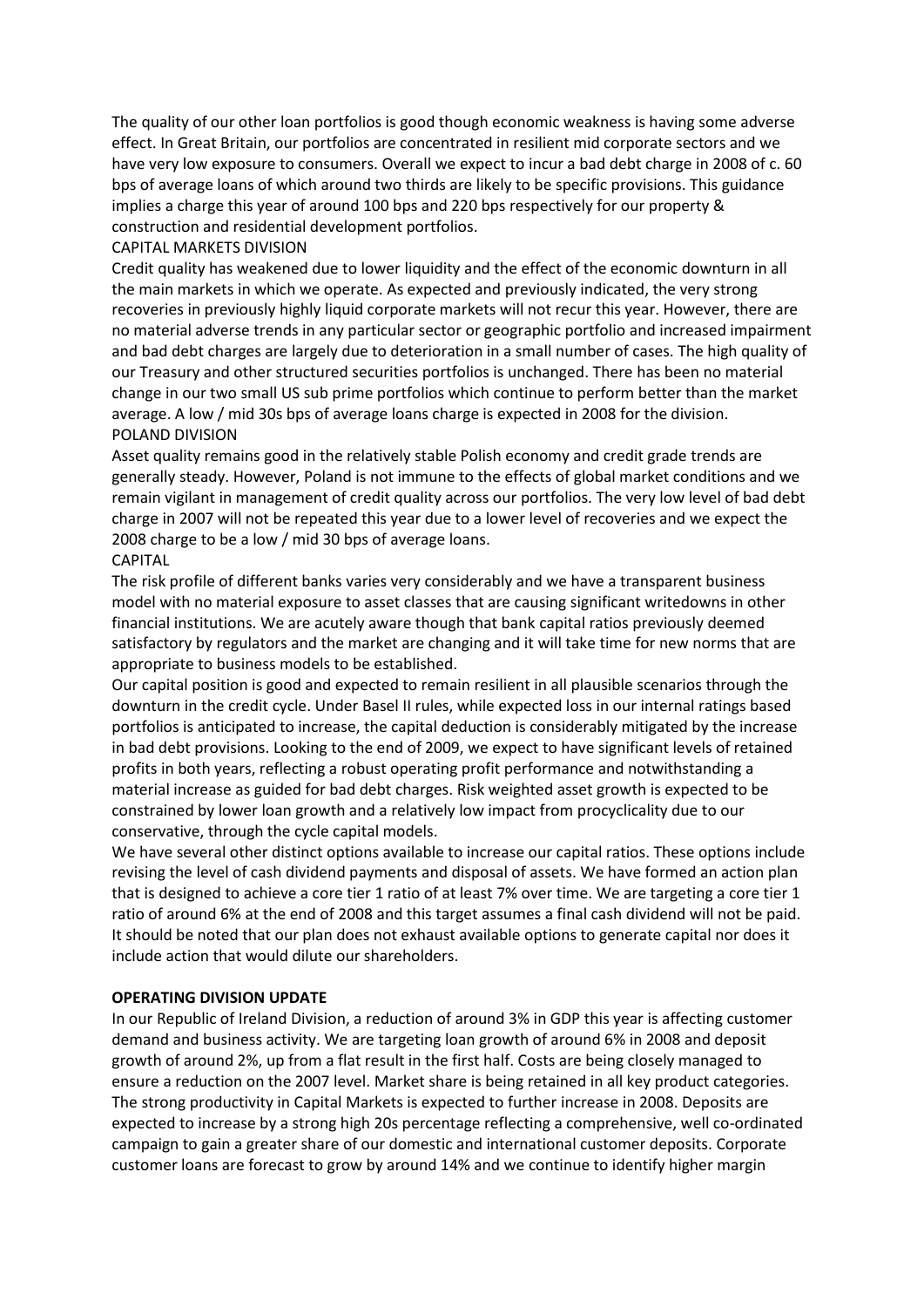The quality of our other loan portfolios is good though economic weakness is having some adverse effect. In Great Britain, our portfolios are concentrated in resilient mid corporate sectors and we have very low exposure to consumers. Overall we expect to incur a bad debt charge in 2008 of c. 60 bps of average loans of which around two thirds are likely to be specific provisions. This guidance implies a charge this year of around 100 bps and 220 bps respectively for our property & construction and residential development portfolios.

CAPITAL MARKETS DIVISION

Credit quality has weakened due to lower liquidity and the effect of the economic downturn in all the main markets in which we operate. As expected and previously indicated, the very strong recoveries in previously highly liquid corporate markets will not recur this year. However, there are no material adverse trends in any particular sector or geographic portfolio and increased impairment and bad debt charges are largely due to deterioration in a small number of cases. The high quality of our Treasury and other structured securities portfolios is unchanged. There has been no material change in our two small US sub prime portfolios which continue to perform better than the market average. A low / mid 30s bps of average loans charge is expected in 2008 for the division.

POLAND DIVISION

Asset quality remains good in the relatively stable Polish economy and credit grade trends are generally steady. However, Poland is not immune to the effects of global market conditions and we remain vigilant in management of credit quality across our portfolios. The very low level of bad debt charge in 2007 will not be repeated this year due to a lower level of recoveries and we expect the 2008 charge to be a low / mid 30 bps of average loans.

CAPITAL

The risk profile of different banks varies very considerably and we have a transparent business model with no material exposure to asset classes that are causing significant writedowns in other financial institutions. We are acutely aware though that bank capital ratios previously deemed satisfactory by regulators and the market are changing and it will take time for new norms that are appropriate to business models to be established.

Our capital position is good and expected to remain resilient in all plausible scenarios through the downturn in the credit cycle. Under Basel II rules, while expected loss in our internal ratings based portfolios is anticipated to increase, the capital deduction is considerably mitigated by the increase in bad debt provisions. Looking to the end of 2009, we expect to have significant levels of retained profits in both years, reflecting a robust operating profit performance and notwithstanding a material increase as guided for bad debt charges. Risk weighted asset growth is expected to be constrained by lower loan growth and a relatively low impact from procyclicality due to our conservative, through the cycle capital models.

We have several other distinct options available to increase our capital ratios. These options include revising the level of cash dividend payments and disposal of assets. We have formed an action plan that is designed to achieve a core tier 1 ratio of at least 7% over time. We are targeting a core tier 1 ratio of around 6% at the end of 2008 and this target assumes a final cash dividend will not be paid. It should be noted that our plan does not exhaust available options to generate capital nor does it include action that would dilute our shareholders.

**OPERATING DIVISION UPDATE**

In our Republic of Ireland Division, a reduction of around 3% in GDP this year is affecting customer demand and business activity. We are targeting loan growth of around 6% in 2008 and deposit growth of around 2%, up from a flat result in the first half. Costs are being closely managed to ensure a reduction on the 2007 level. Market share is being retained in all key product categories. The strong productivity in Capital Markets is expected to further increase in 2008. Deposits are expected to increase by a strong high 20s percentage reflecting a comprehensive, well co-ordinated campaign to gain a greater share of our domestic and international customer deposits. Corporate customer loans are forecast to grow by around 14% and we continue to identify higher margin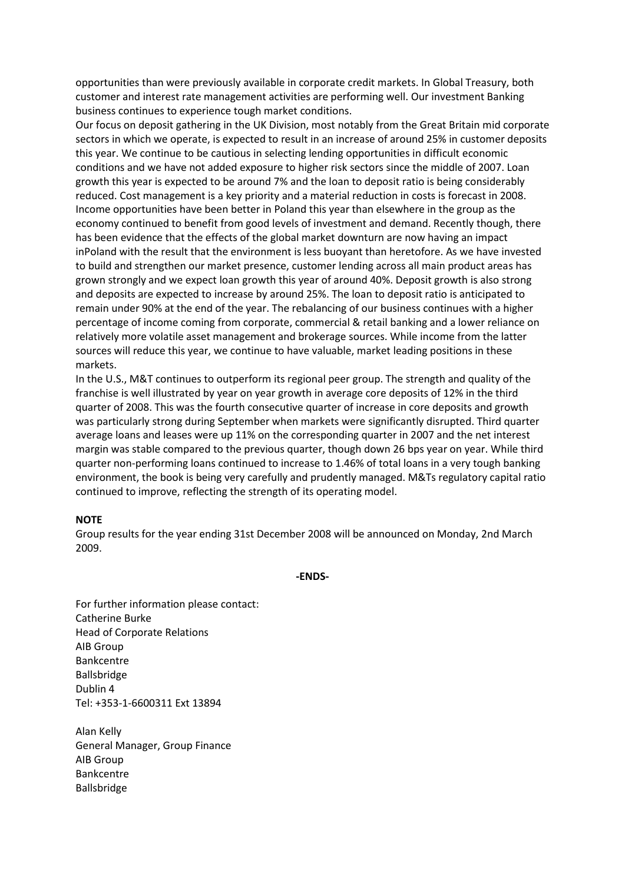opportunities than were previously available in corporate credit markets. In Global Treasury, both customer and interest rate management activities are performing well. Our investment Banking business continues to experience tough market conditions.

Our focus on deposit gathering in the UK Division, most notably from the Great Britain mid corporate sectors in which we operate, is expected to result in an increase of around 25% in customer deposits this year. We continue to be cautious in selecting lending opportunities in difficult economic conditions and we have not added exposure to higher risk sectors since the middle of 2007. Loan growth this year is expected to be around 7% and the loan to deposit ratio is being considerably reduced. Cost management is a key priority and a material reduction in costs is forecast in 2008.

Income opportunities have been better in Poland this year than elsewhere in the group as the economy continued to benefit from good levels of investment and demand. Recently though, there has been evidence that the effects of the global market downturn are now having an impact inPoland with the result that the environment is less buoyant than heretofore. As we have invested to build and strengthen our market presence, customer lending across all main product areas has grown strongly and we expect loan growth this year of around 40%. Deposit growth is also strong and deposits are expected to increase by around 25%. The loan to deposit ratio is anticipated to remain under 90% at the end of the year. The rebalancing of our business continues with a higher percentage of income coming from corporate, commercial & retail banking and a lower reliance on relatively more volatile asset management and brokerage sources. While income from the latter sources will reduce this year, we continue to have valuable, market leading positions in these markets.

In the U.S., M&T continues to outperform its regional peer group. The strength and quality of the franchise is well illustrated by year on year growth in average core deposits of 12% in the third quarter of 2008. This was the fourth consecutive quarter of increase in core deposits and growth was particularly strong during September when markets were significantly disrupted. Third quarter average loans and leases were up 11% on the corresponding quarter in 2007 and the net interest margin was stable compared to the previous quarter, though down 26 bps year on year. While third quarter non-performing loans continued to increase to 1.46% of total loans in a very tough banking environment, the book is being very carefully and prudently managed. M&Ts regulatory capital ratio continued to improve, reflecting the strength of its operating model.

**NOTE**

Group results for the year ending 31st December 2008 will be announced on Monday, 2nd March 2009.

**-ENDS-**

For further information please contact:
Catherine Burke
Head of Corporate Relations
AIB Group
Bankcentre
Ballsbridge
Dublin 4
Tel: +353-1-6600311 Ext 13894

Alan Kelly
General Manager, Group Finance
AIB Group
Bankcentre
Ballsbridge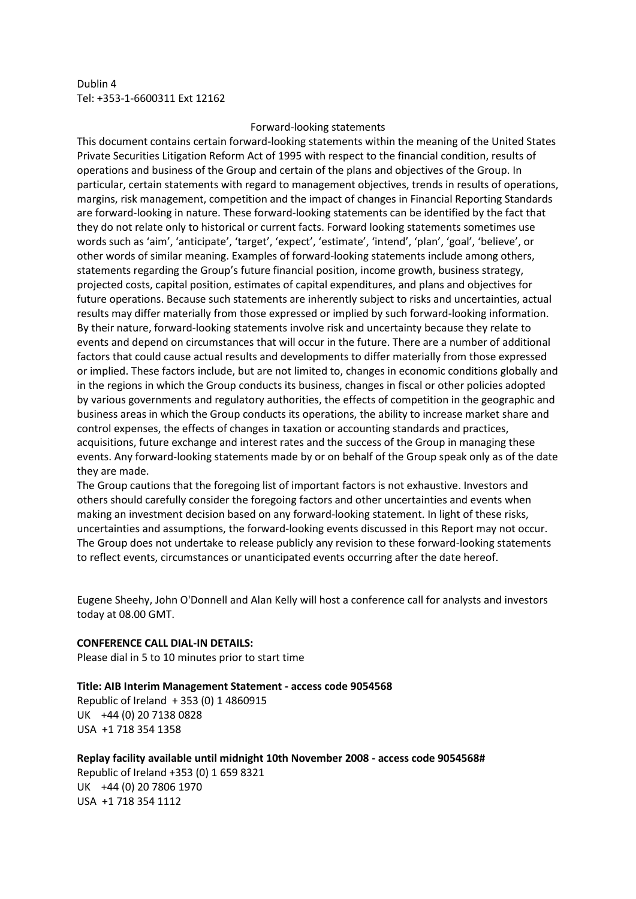Dublin 4
Tel: +353-1-6600311 Ext 12162

## Forward-looking statements

This document contains certain forward-looking statements within the meaning of the United States Private Securities Litigation Reform Act of 1995 with respect to the financial condition, results of operations and business of the Group and certain of the plans and objectives of the Group. In particular, certain statements with regard to management objectives, trends in results of operations, margins, risk management, competition and the impact of changes in Financial Reporting Standards are forward-looking in nature. These forward-looking statements can be identified by the fact that they do not relate only to historical or current facts. Forward looking statements sometimes use words such as 'aim', 'anticipate', 'target', 'expect', 'estimate', 'intend', 'plan', 'goal', 'believe', or other words of similar meaning. Examples of forward-looking statements include among others, statements regarding the Group's future financial position, income growth, business strategy, projected costs, capital position, estimates of capital expenditures, and plans and objectives for future operations. Because such statements are inherently subject to risks and uncertainties, actual results may differ materially from those expressed or implied by such forward-looking information. By their nature, forward-looking statements involve risk and uncertainty because they relate to events and depend on circumstances that will occur in the future. There are a number of additional factors that could cause actual results and developments to differ materially from those expressed or implied. These factors include, but are not limited to, changes in economic conditions globally and in the regions in which the Group conducts its business, changes in fiscal or other policies adopted by various governments and regulatory authorities, the effects of competition in the geographic and business areas in which the Group conducts its operations, the ability to increase market share and control expenses, the effects of changes in taxation or accounting standards and practices, acquisitions, future exchange and interest rates and the success of the Group in managing these events. Any forward-looking statements made by or on behalf of the Group speak only as of the date they are made.

The Group cautions that the foregoing list of important factors is not exhaustive. Investors and others should carefully consider the foregoing factors and other uncertainties and events when making an investment decision based on any forward-looking statement. In light of these risks, uncertainties and assumptions, the forward-looking events discussed in this Report may not occur. The Group does not undertake to release publicly any revision to these forward-looking statements to reflect events, circumstances or unanticipated events occurring after the date hereof.

Eugene Sheehy, John O'Donnell and Alan Kelly will host a conference call for analysts and investors today at 08.00 GMT.

**CONFERENCE CALL DIAL-IN DETAILS:**

Please dial in 5 to 10 minutes prior to start time

**Title: AIB Interim Management Statement - access code 9054568**

Republic of Ireland + 353 (0) 1 4860915
UK +44 (0) 20 7138 0828
USA +1 718 354 1358

**Replay facility available until midnight 10th November 2008 - access code 9054568#**

Republic of Ireland +353 (0) 1 659 8321
UK +44 (0) 20 7806 1970
USA +1 718 354 1112